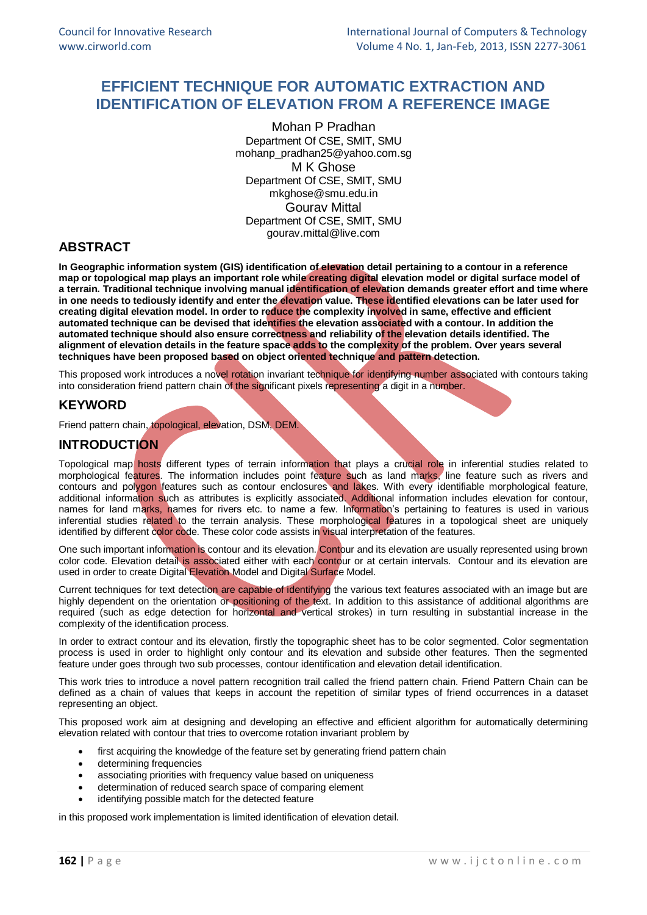# EFFICIENT TECHNIQUE FOR AUTOMATIC EXTRACTION AND IDENTIFICATION OF ELEVATION FROM A REFERENCE IMAGE

Mohan P Pradhan
Department Of CSE, SMIT, SMU
mohanp_pradhan25@yahoo.com.sg

M K Ghose
Department Of CSE, SMIT, SMU
mkghose@smu.edu.in

Gourav Mittal
Department Of CSE, SMIT, SMU
gourav.mittal@live.com

## ABSTRACT

**In Geographic information system (GIS) identification of elevation detail pertaining to a contour in a reference map or topological map plays an important role while creating digital elevation model or digital surface model of a terrain. Traditional technique involving manual identification of elevation demands greater effort and time where in one needs to tediously identify and enter the elevation value. These identified elevations can be later used for creating digital elevation model. In order to reduce the complexity involved in same, effective and efficient automated technique can be devised that identifies the elevation associated with a contour. In addition the automated technique should also ensure correctness and reliability of the elevation details identified. The alignment of elevation details in the feature space adds to the complexity of the problem. Over years several techniques have been proposed based on object oriented technique and pattern detection.**

This proposed work introduces a novel rotation invariant technique for identifying number associated with contours taking into consideration friend pattern chain of the significant pixels representing a digit in a number.

## KEYWORD

Friend pattern chain, topological, elevation, DSM, DEM.

## INTRODUCTION

Topological map hosts different types of terrain information that plays a crucial role in inferential studies related to morphological features. The information includes point feature such as land marks, line feature such as rivers and contours and polygon features such as contour enclosures and lakes. With every identifiable morphological feature, additional information such as attributes is explicitly associated. Additional information includes elevation for contour, names for land marks, names for rivers etc. to name a few. Information's pertaining to features is used in various inferential studies related to the terrain analysis. These morphological features in a topological sheet are uniquely identified by different color code. These color code assists in visual interpretation of the features.

One such important information is contour and its elevation. Contour and its elevation are usually represented using brown color code. Elevation detail is associated either with each contour or at certain intervals. Contour and its elevation are used in order to create Digital Elevation Model and Digital Surface Model.

Current techniques for text detection are capable of identifying the various text features associated with an image but are highly dependent on the orientation or positioning of the text. In addition to this assistance of additional algorithms are required (such as edge detection for horizontal and vertical strokes) in turn resulting in substantial increase in the complexity of the identification process.

In order to extract contour and its elevation, firstly the topographic sheet has to be color segmented. Color segmentation process is used in order to highlight only contour and its elevation and subside other features. Then the segmented feature under goes through two sub processes, contour identification and elevation detail identification.

This work tries to introduce a novel pattern recognition trail called the friend pattern chain. Friend Pattern Chain can be defined as a chain of values that keeps in account the repetition of similar types of friend occurrences in a dataset representing an object.

This proposed work aim at designing and developing an effective and efficient algorithm for automatically determining elevation related with contour that tries to overcome rotation invariant problem by

- first acquiring the knowledge of the feature set by generating friend pattern chain
- determining frequencies
- associating priorities with frequency value based on uniqueness
- determination of reduced search space of comparing element
- identifying possible match for the detected feature

in this proposed work implementation is limited identification of elevation detail.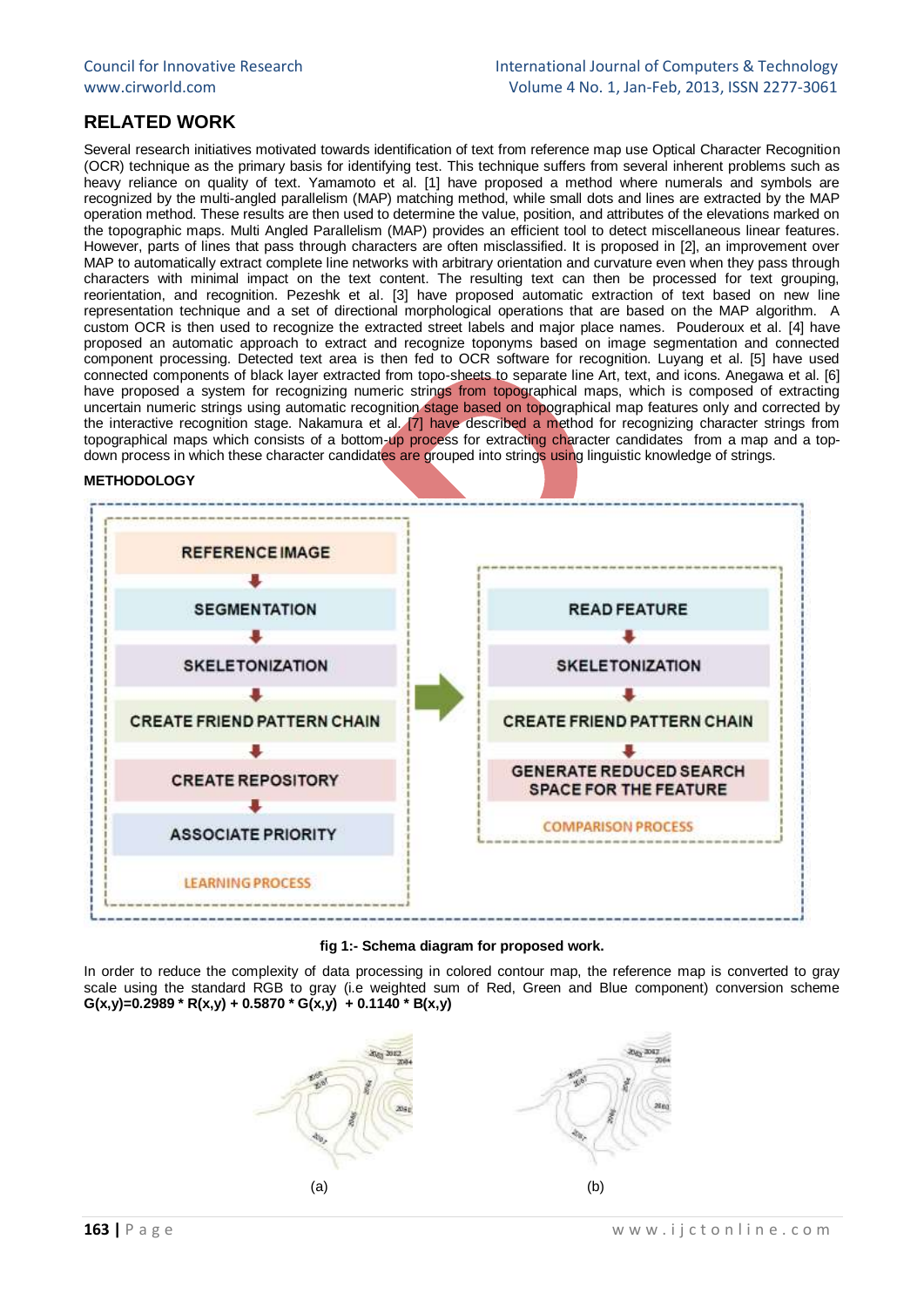## RELATED WORK

Several research initiatives motivated towards identification of text from reference map use Optical Character Recognition (OCR) technique as the primary basis for identifying test. This technique suffers from several inherent problems such as heavy reliance on quality of text. Yamamoto et al. [1] have proposed a method where numerals and symbols are recognized by the multi-angled parallelism (MAP) matching method, while small dots and lines are extracted by the MAP operation method. These results are then used to determine the value, position, and attributes of the elevations marked on the topographic maps. Multi Angled Parallelism (MAP) provides an efficient tool to detect miscellaneous linear features. However, parts of lines that pass through characters are often misclassified. It is proposed in [2], an improvement over MAP to automatically extract complete line networks with arbitrary orientation and curvature even when they pass through characters with minimal impact on the text content. The resulting text can then be processed for text grouping, reorientation, and recognition. Pezeshk et al. [3] have proposed automatic extraction of text based on new line representation technique and a set of directional morphological operations that are based on the MAP algorithm. A custom OCR is then used to recognize the extracted street labels and major place names. Pouderoux et al. [4] have proposed an automatic approach to extract and recognize toponyms based on image segmentation and connected component processing. Detected text area is then fed to OCR software for recognition. Luyang et al. [5] have used connected components of black layer extracted from topo-sheets to separate line Art, text, and icons. Anegawa et al. [6] have proposed a system for recognizing numeric strings from topographical maps, which is composed of extracting uncertain numeric strings using automatic recognition stage based on topographical map features only and corrected by the interactive recognition stage. Nakamura et al. [7] have described a method for recognizing character strings from topographical maps which consists of a bottom-up process for extracting character candidates from a map and a top-down process in which these character candidates are grouped into strings using linguistic knowledge of strings.

### METHODOLOGY

LEARNING PROCESS: REFERENCE IMAGE → SEGMENTATION → SKELETONIZATION → CREATE FRIEND PATTERN CHAIN → CREATE REPOSITORY → ASSOCIATE PRIORITY

COMPARISON PROCESS: READ FEATURE → SKELETONIZATION → CREATE FRIEND PATTERN CHAIN → GENERATE REDUCED SEARCH SPACE FOR THE FEATURE

**fig 1:- Schema diagram for proposed work.**

In order to reduce the complexity of data processing in colored contour map, the reference map is converted to gray scale using the standard RGB to gray (i.e weighted sum of Red, Green and Blue component) conversion scheme **G(x,y)=0.2989 * R(x,y) + 0.5870 * G(x,y) + 0.1140 * B(x,y)**

$$G(x,y)=0.2989 * R(x,y) + 0.5870 * G(x,y) + 0.1140 * B(x,y)$$

(a) (b)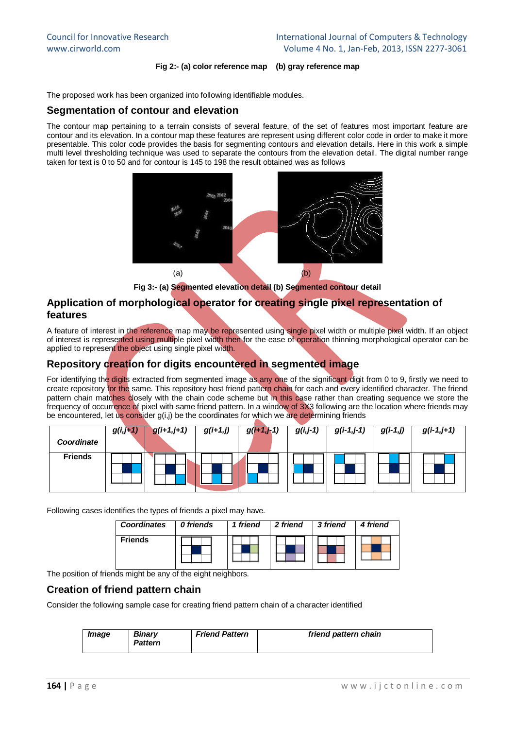Fig 2:- (a) color reference map (b) gray reference map

The proposed work has been organized into following identifiable modules.

## Segmentation of contour and elevation

The contour map pertaining to a terrain consists of several feature, of the set of features most important feature are contour and its elevation. In a contour map these features are represent using different color code in order to make it more presentable. This color code provides the basis for segmenting contours and elevation details. Here in this work a simple multi level thresholding technique was used to separate the contours from the elevation detail. The digital number range taken for text is 0 to 50 and for contour is 145 to 198 the result obtained was as follows

(a) (b)

**Fig 3:- (a) Segmented elevation detail (b) Segmented contour detail**

## Application of morphological operator for creating single pixel representation of features

A feature of interest in the reference map may be represented using single pixel width or multiple pixel width. If an object of interest is represented using multiple pixel width then for the ease of operation thinning morphological operator can be applied to represent the object using single pixel width.

## Repository creation for digits encountered in segmented image

For identifying the digits extracted from segmented image as any one of the significant digit from 0 to 9, firstly we need to create repository for the same. This repository host friend pattern chain for each and every identified character. The friend pattern chain matches closely with the chain code scheme but in this case rather than creating sequence we store the frequency of occurrence of pixel with same friend pattern. In a window of 3X3 following are the location where friends may be encountered, let us consider g(i,j) be the coordinates for which we are determining friends

| *Coordinate* | *g(i,j+1)* | *g(i+1,j+1)* | *g(i+1,j)* | *g(i+1,j-1)* | *g(i,j-1)* | *g(i-1,j-1)* | *g(i-1,j)* | *g(i-1,j+1)* |
|---|---|---|---|---|---|---|---|---|
| **Friends** | | | | | | | | |

Following cases identifies the types of friends a pixel may have.

| *Coordinates* | *0 friends* | *1 friend* | *2 friend* | *3 friend* | *4 friend* |
|---|---|---|---|---|---|
| **Friends** | | | | | |

The position of friends might be any of the eight neighbors.

## Creation of friend pattern chain

Consider the following sample case for creating friend pattern chain of a character identified

| *Image* | *Binary Pattern* | *Friend Pattern* | *friend pattern chain* |
|---|---|---|---|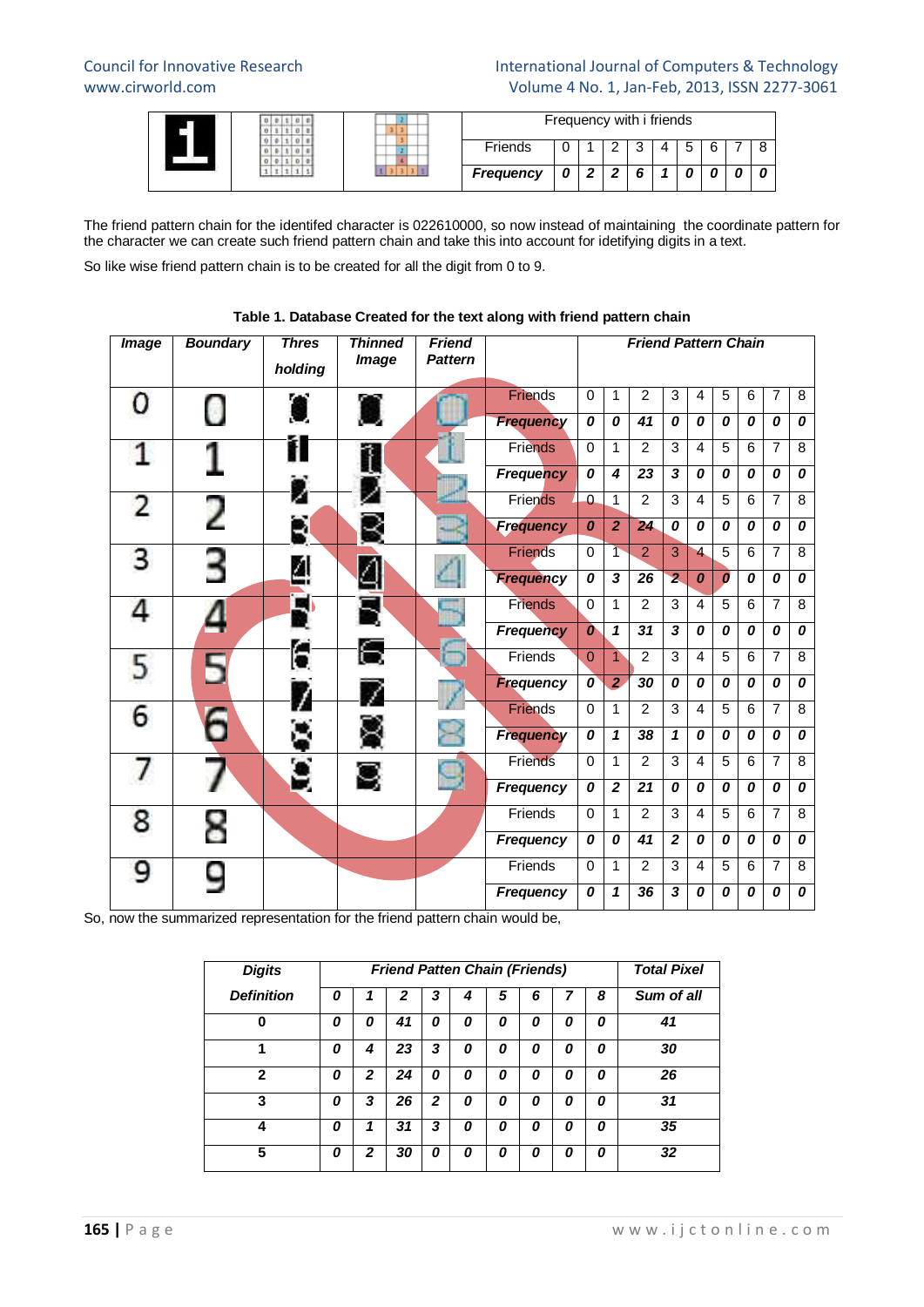| | | | Frequency with i friends | | | | | | | | | |
|---|---|---|---|---|---|---|---|---|---|---|---|---|
| | | | Friends | 0 | 1 | 2 | 3 | 4 | 5 | 6 | 7 | 8 |
| | | | ***Frequency*** | ***0*** | ***2*** | ***2*** | ***6*** | ***1*** | ***0*** | ***0*** | ***0*** | ***0*** |

The friend pattern chain for the identifed character is 022610000, so now instead of maintaining the coordinate pattern for the character we can create such friend pattern chain and take this into account for idetifying digits in a text.

So like wise friend pattern chain is to be created for all the digit from 0 to 9.

**Table 1. Database Created for the text along with friend pattern chain**

| *Image* | *Boundary* | *Thres holding* | *Thinned Image* | *Friend Pattern* | | *Friend Pattern Chain* | | | | | | | | |
|---|---|---|---|---|---|---|---|---|---|---|---|---|---|---|
| 0 | 0 | | | | Friends | 0 | 1 | 2 | 3 | 4 | 5 | 6 | 7 | 8 |
| | | | | | ***Frequency*** | ***0*** | ***0*** | ***41*** | ***0*** | ***0*** | ***0*** | ***0*** | ***0*** | ***0*** |
| 1 | 1 | | | | Friends | 0 | 1 | 2 | 3 | 4 | 5 | 6 | 7 | 8 |
| | | | | | ***Frequency*** | ***0*** | ***4*** | ***23*** | ***3*** | ***0*** | ***0*** | ***0*** | ***0*** | ***0*** |
| 2 | 2 | | | | Friends | 0 | 1 | 2 | 3 | 4 | 5 | 6 | 7 | 8 |
| | | | | | ***Frequency*** | ***0*** | ***2*** | ***24*** | ***0*** | ***0*** | ***0*** | ***0*** | ***0*** | ***0*** |
| 3 | 3 | | | | Friends | 0 | 1 | 2 | 3 | 4 | 5 | 6 | 7 | 8 |
| | | | | | ***Frequency*** | ***0*** | ***3*** | ***26*** | ***2*** | ***0*** | ***0*** | ***0*** | ***0*** | ***0*** |
| 4 | 4 | | | | Friends | 0 | 1 | 2 | 3 | 4 | 5 | 6 | 7 | 8 |
| | | | | | ***Frequency*** | ***0*** | ***1*** | ***31*** | ***3*** | ***0*** | ***0*** | ***0*** | ***0*** | ***0*** |
| 5 | 5 | | | | Friends | 0 | 1 | 2 | 3 | 4 | 5 | 6 | 7 | 8 |
| | | | | | ***Frequency*** | ***0*** | ***2*** | ***30*** | ***0*** | ***0*** | ***0*** | ***0*** | ***0*** | ***0*** |
| 6 | 6 | | | | Friends | 0 | 1 | 2 | 3 | 4 | 5 | 6 | 7 | 8 |
| | | | | | ***Frequency*** | ***0*** | ***1*** | ***38*** | ***1*** | ***0*** | ***0*** | ***0*** | ***0*** | ***0*** |
| 7 | 7 | | | | Friends | 0 | 1 | 2 | 3 | 4 | 5 | 6 | 7 | 8 |
| | | | | | ***Frequency*** | ***0*** | ***2*** | ***21*** | ***0*** | ***0*** | ***0*** | ***0*** | ***0*** | ***0*** |
| 8 | 8 | | | | Friends | 0 | 1 | 2 | 3 | 4 | 5 | 6 | 7 | 8 |
| | | | | | ***Frequency*** | ***0*** | ***0*** | ***41*** | ***2*** | ***0*** | ***0*** | ***0*** | ***0*** | ***0*** |
| 9 | 9 | | | | Friends | 0 | 1 | 2 | 3 | 4 | 5 | 6 | 7 | 8 |
| | | | | | ***Frequency*** | ***0*** | ***1*** | ***36*** | ***3*** | ***0*** | ***0*** | ***0*** | ***0*** | ***0*** |

So, now the summarized representation for the friend pattern chain would be,

| ***Digits*** | ***Friend Patten Chain (Friends)*** | | | | | | | | | ***Total Pixel*** |
|---|---|---|---|---|---|---|---|---|---|---|
| ***Definition*** | ***0*** | ***1*** | ***2*** | ***3*** | ***4*** | ***5*** | ***6*** | ***7*** | ***8*** | ***Sum of all*** |
| **0** | ***0*** | ***0*** | ***41*** | ***0*** | ***0*** | ***0*** | ***0*** | ***0*** | ***0*** | ***41*** |
| **1** | ***0*** | ***4*** | ***23*** | ***3*** | ***0*** | ***0*** | ***0*** | ***0*** | ***0*** | ***30*** |
| **2** | ***0*** | ***2*** | ***24*** | ***0*** | ***0*** | ***0*** | ***0*** | ***0*** | ***0*** | ***26*** |
| **3** | ***0*** | ***3*** | ***26*** | ***2*** | ***0*** | ***0*** | ***0*** | ***0*** | ***0*** | ***31*** |
| **4** | ***0*** | ***1*** | ***31*** | ***3*** | ***0*** | ***0*** | ***0*** | ***0*** | ***0*** | ***35*** |
| **5** | ***0*** | ***2*** | ***30*** | ***0*** | ***0*** | ***0*** | ***0*** | ***0*** | ***0*** | ***32*** |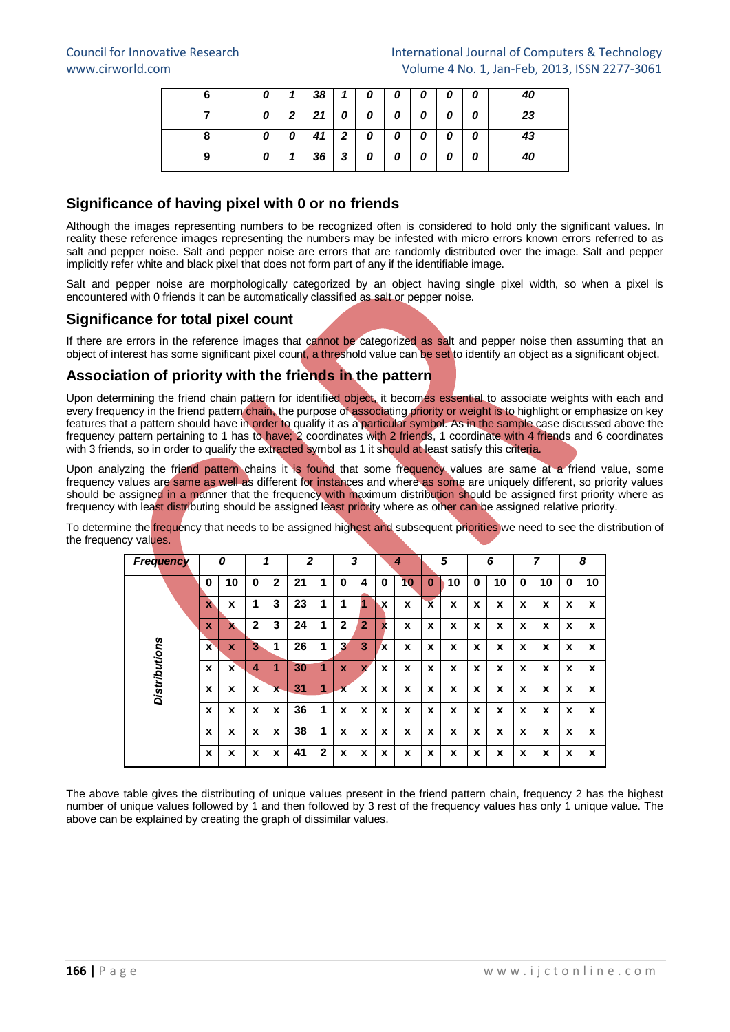| 6 | 0 | 1 | 38 | 1 | 0 | 0 | 0 | 0 | 0 | 40 |
|---|---|---|---|---|---|---|---|---|---|---|
| 7 | 0 | 2 | 21 | 0 | 0 | 0 | 0 | 0 | 0 | 23 |
| 8 | 0 | 0 | 41 | 2 | 0 | 0 | 0 | 0 | 0 | 43 |
| 9 | 0 | 1 | 36 | 3 | 0 | 0 | 0 | 0 | 0 | 40 |

## Significance of having pixel with 0 or no friends

Although the images representing numbers to be recognized often is considered to hold only the significant values. In reality these reference images representing the numbers may be infested with micro errors known errors referred to as salt and pepper noise. Salt and pepper noise are errors that are randomly distributed over the image. Salt and pepper implicitly refer white and black pixel that does not form part of any if the identifiable image.

Salt and pepper noise are morphologically categorized by an object having single pixel width, so when a pixel is encountered with 0 friends it can be automatically classified as salt or pepper noise.

## Significance for total pixel count

If there are errors in the reference images that cannot be categorized as salt and pepper noise then assuming that an object of interest has some significant pixel count, a threshold value can be set to identify an object as a significant object.

## Association of priority with the friends in the pattern

Upon determining the friend chain pattern for identified object, it becomes essential to associate weights with each and every frequency in the friend pattern chain, the purpose of associating priority or weight is to highlight or emphasize on key features that a pattern should have in order to qualify it as a particular symbol. As in the sample case discussed above the frequency pattern pertaining to 1 has to have; 2 coordinates with 2 friends, 1 coordinate with 4 friends and 6 coordinates with 3 friends, so in order to qualify the extracted symbol as 1 it should at least satisfy this criteria.

Upon analyzing the friend pattern chains it is found that some frequency values are same at a friend value, some frequency values are same as well as different for instances and where as some are uniquely different, so priority values should be assigned in a manner that the frequency with maximum distribution should be assigned first priority where as frequency with least distributing should be assigned least priority where as other can be assigned relative priority.

To determine the frequency that needs to be assigned highest and subsequent priorities we need to see the distribution of the frequency values.

| *Frequency* | *0* | | *1* | | *2* | | *3* | | *4* | | *5* | | *6* | | *7* | | *8* | |
|---|---|---|---|---|---|---|---|---|---|---|---|---|---|---|---|---|---|---|
| | 0 | 10 | 0 | 2 | 21 | 1 | 0 | 4 | 0 | 10 | 0 | 10 | 0 | 10 | 0 | 10 | 0 | 10 |
| *Distributions* | x | x | 1 | 3 | 23 | 1 | 1 | 1 | x | x | x | x | x | x | x | x | x | x |
| | x | x | 2 | 3 | 24 | 1 | 2 | 2 | x | x | x | x | x | x | x | x | x | x |
| | x | x | 3 | 1 | 26 | 1 | 3 | 3 | x | x | x | x | x | x | x | x | x | x |
| | x | x | 4 | 1 | 30 | 1 | x | x | x | x | x | x | x | x | x | x | x | x |
| | x | x | x | x | 31 | 1 | x | x | x | x | x | x | x | x | x | x | x | x |
| | x | x | x | x | 36 | 1 | x | x | x | x | x | x | x | x | x | x | x | x |
| | x | x | x | x | 38 | 1 | x | x | x | x | x | x | x | x | x | x | x | x |
| | x | x | x | x | 41 | 2 | x | x | x | x | x | x | x | x | x | x | x | x |

The above table gives the distributing of unique values present in the friend pattern chain, frequency 2 has the highest number of unique values followed by 1 and then followed by 3 rest of the frequency values has only 1 unique value. The above can be explained by creating the graph of dissimilar values.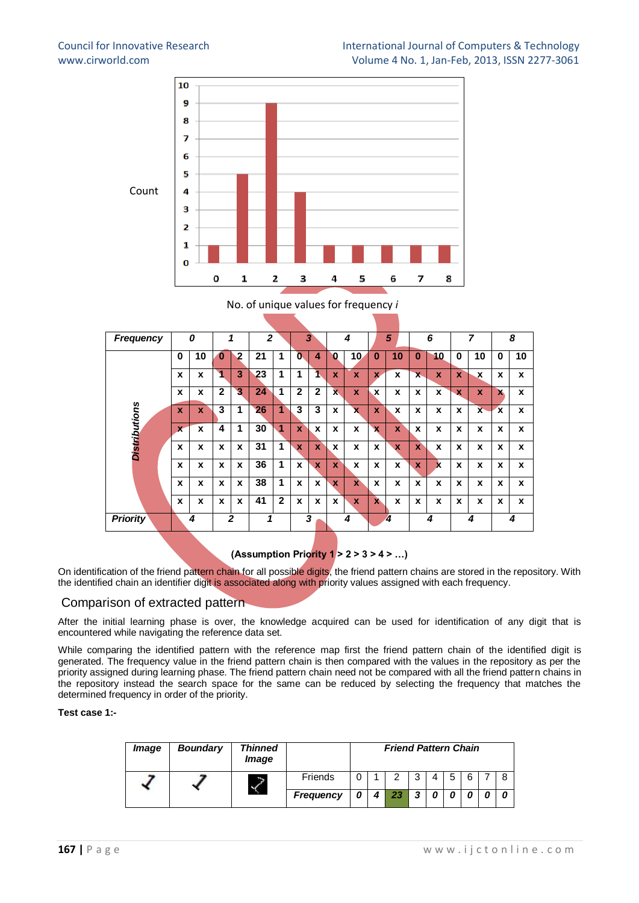Count

| No. of unique values for frequency *i* | 0 | 1 | 2 | 3 | 4 | 5 | 6 | 7 | 8 |
|---|---|---|---|---|---|---|---|---|---|
| Count | 1 | 5 | 9 | 4 | 1 | 1 | 1 | 1 | 1 |

No. of unique values for frequency *i*

| ***Frequency*** | ***0*** | | ***1*** | | ***2*** | | ***3*** | | ***4*** | | ***5*** | | ***6*** | | ***7*** | | ***8*** | |
|---|---|---|---|---|---|---|---|---|---|---|---|---|---|---|---|---|---|---|
| ***Distributions*** | **0** | **10** | **0** | **2** | **21** | **1** | **0** | **4** | **0** | **10** | **0** | **10** | **0** | **10** | **0** | **10** | **0** | **10** |
| | x | x | 1 | 3 | 23 | 1 | 1 | 1 | x | x | x | x | x | x | x | x | x | x |
| | x | x | 2 | 3 | 24 | 1 | 2 | 2 | x | x | x | x | x | x | x | x | x | x |
| | x | x | 3 | 1 | 26 | 1 | 3 | 3 | x | x | x | x | x | x | x | x | x | x |
| | x | x | 4 | 1 | 30 | 1 | x | x | x | x | x | x | x | x | x | x | x | x |
| | x | x | x | x | 31 | 1 | x | x | x | x | x | x | x | x | x | x | x | x |
| | x | x | x | x | 36 | 1 | x | x | x | x | x | x | x | x | x | x | x | x |
| | x | x | x | x | 38 | 1 | x | x | x | x | x | x | x | x | x | x | x | x |
| | x | x | x | x | 41 | 2 | x | x | x | x | x | x | x | x | x | x | x | x |
| ***Priority*** | ***4*** | | ***2*** | | ***1*** | | ***3*** | | ***4*** | | ***4*** | | ***4*** | | ***4*** | | ***4*** | |

**(Assumption Priority 1 > 2 > 3 > 4 > …)**

On identification of the friend pattern chain for all possible digits, the friend pattern chains are stored in the repository. With the identified chain an identifier digit is associated along with priority values assigned with each frequency.

## Comparison of extracted pattern

After the initial learning phase is over, the knowledge acquired can be used for identification of any digit that is encountered while navigating the reference data set.

While comparing the identified pattern with the reference map first the friend pattern chain of the identified digit is generated. The frequency value in the friend pattern chain is then compared with the values in the repository as per the priority assigned during learning phase. The friend pattern chain need not be compared with all the friend pattern chains in the repository instead the search space for the same can be reduced by selecting the frequency that matches the determined frequency in order of the priority.

**Test case 1:-**

| ***Image*** | ***Boundary*** | ***Thinned Image*** | | ***Friend Pattern Chain*** | | | | | | | | |
|---|---|---|---|---|---|---|---|---|---|---|---|---|
| | | | Friends | 0 | 1 | 2 | 3 | 4 | 5 | 6 | 7 | 8 |
| | | | ***Frequency*** | ***0*** | ***4*** | ***23*** | ***3*** | ***0*** | ***0*** | ***0*** | ***0*** | ***0*** |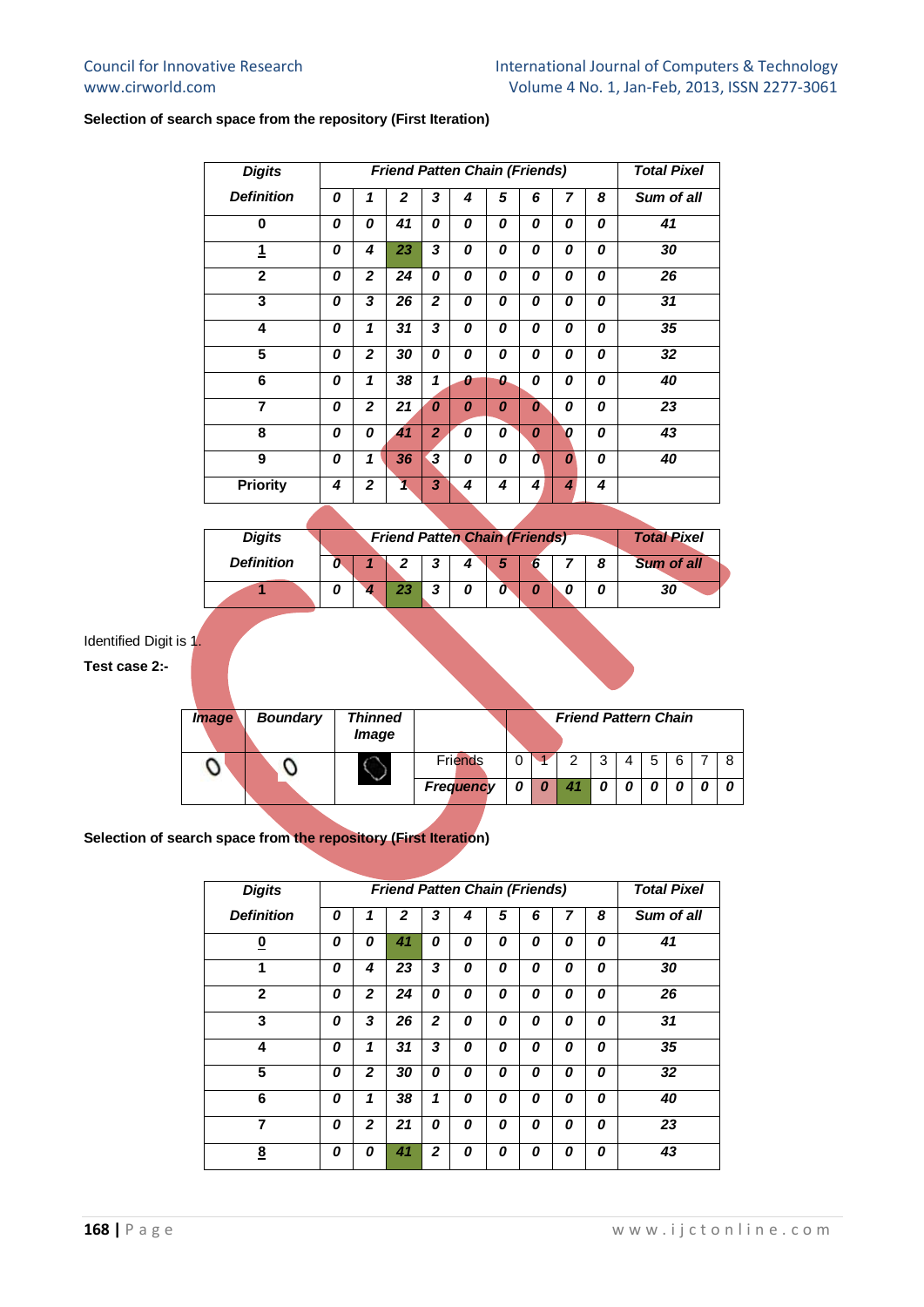**Selection of search space from the repository (First Iteration)**

| Digits | Friend Patten Chain (Friends) | | | | | | | | | Total Pixel |
|---|---|---|---|---|---|---|---|---|---|---|
| Definition | 0 | 1 | 2 | 3 | 4 | 5 | 6 | 7 | 8 | Sum of all |
| 0 | 0 | 0 | 41 | 0 | 0 | 0 | 0 | 0 | 0 | 41 |
| 1 | 0 | 4 | 23 | 3 | 0 | 0 | 0 | 0 | 0 | 30 |
| 2 | 0 | 2 | 24 | 0 | 0 | 0 | 0 | 0 | 0 | 26 |
| 3 | 0 | 3 | 26 | 2 | 0 | 0 | 0 | 0 | 0 | 31 |
| 4 | 0 | 1 | 31 | 3 | 0 | 0 | 0 | 0 | 0 | 35 |
| 5 | 0 | 2 | 30 | 0 | 0 | 0 | 0 | 0 | 0 | 32 |
| 6 | 0 | 1 | 38 | 1 | 0 | 0 | 0 | 0 | 0 | 40 |
| 7 | 0 | 2 | 21 | 0 | 0 | 0 | 0 | 0 | 0 | 23 |
| 8 | 0 | 0 | 41 | 2 | 0 | 0 | 0 | 0 | 0 | 43 |
| 9 | 0 | 1 | 36 | 3 | 0 | 0 | 0 | 0 | 0 | 40 |
| Priority | 4 | 2 | 1 | 3 | 4 | 4 | 4 | 4 | 4 | |

| Digits | Friend Patten Chain (Friends) | | | | | | | | | Total Pixel |
|---|---|---|---|---|---|---|---|---|---|---|
| Definition | 0 | 1 | 2 | 3 | 4 | 5 | 6 | 7 | 8 | Sum of all |
| 1 | 0 | 4 | 23 | 3 | 0 | 0 | 0 | 0 | 0 | 30 |

Identified Digit is 1.

**Test case 2:-**

| Image | Boundary | Thinned Image | | Friend Pattern Chain | | | | | | | | |
|---|---|---|---|---|---|---|---|---|---|---|---|---|
| 0 | 0 | | Friends | 0 | 1 | 2 | 3 | 4 | 5 | 6 | 7 | 8 |
| | | | Frequency | 0 | 0 | 41 | 0 | 0 | 0 | 0 | 0 | 0 |

**Selection of search space from the repository (First Iteration)**

| Digits | Friend Patten Chain (Friends) | | | | | | | | | Total Pixel |
|---|---|---|---|---|---|---|---|---|---|---|
| Definition | 0 | 1 | 2 | 3 | 4 | 5 | 6 | 7 | 8 | Sum of all |
| 0 | 0 | 0 | 41 | 0 | 0 | 0 | 0 | 0 | 0 | 41 |
| 1 | 0 | 4 | 23 | 3 | 0 | 0 | 0 | 0 | 0 | 30 |
| 2 | 0 | 2 | 24 | 0 | 0 | 0 | 0 | 0 | 0 | 26 |
| 3 | 0 | 3 | 26 | 2 | 0 | 0 | 0 | 0 | 0 | 31 |
| 4 | 0 | 1 | 31 | 3 | 0 | 0 | 0 | 0 | 0 | 35 |
| 5 | 0 | 2 | 30 | 0 | 0 | 0 | 0 | 0 | 0 | 32 |
| 6 | 0 | 1 | 38 | 1 | 0 | 0 | 0 | 0 | 0 | 40 |
| 7 | 0 | 2 | 21 | 0 | 0 | 0 | 0 | 0 | 0 | 23 |
| 8 | 0 | 0 | 41 | 2 | 0 | 0 | 0 | 0 | 0 | 43 |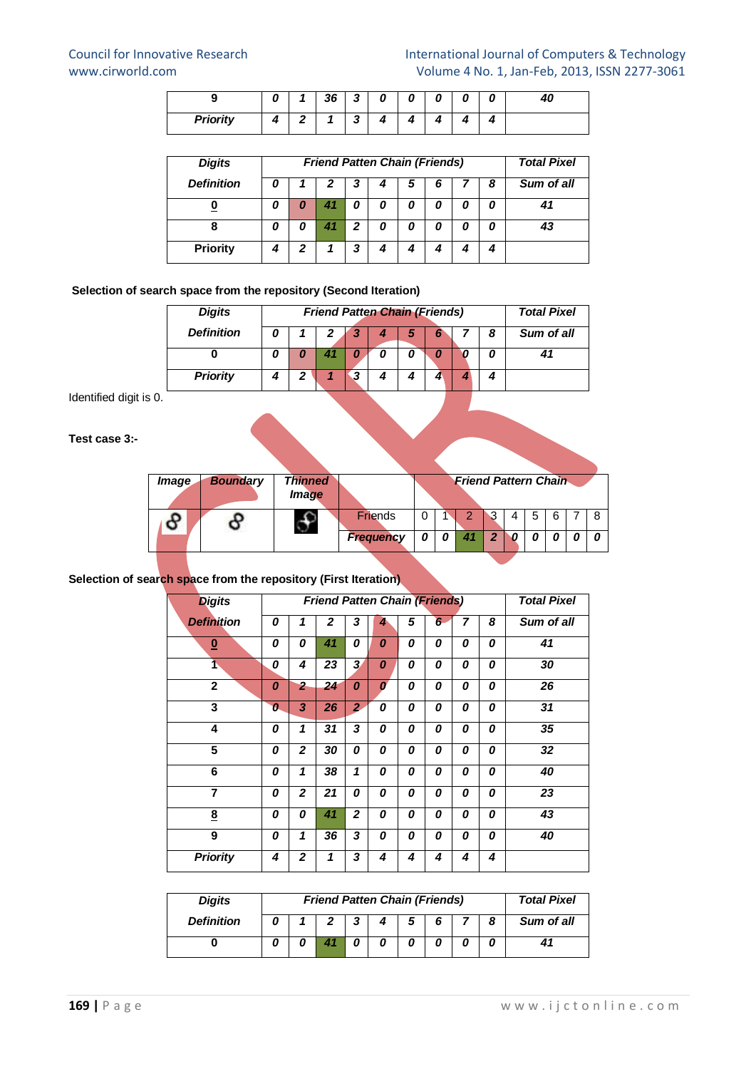| 9 | 0 | 1 | 36 | 3 | 0 | 0 | 0 | 0 | 0 | 40 |
|---|---|---|---|---|---|---|---|---|---|---|
| Priority | 4 | 2 | 1 | 3 | 4 | 4 | 4 | 4 | 4 | |

| Digits | Friend Patten Chain (Friends) | | | | | | | | | Total Pixel |
|---|---|---|---|---|---|---|---|---|---|---|
| Definition | 0 | 1 | 2 | 3 | 4 | 5 | 6 | 7 | 8 | Sum of all |
| 0 | 0 | 0 | 41 | 0 | 0 | 0 | 0 | 0 | 0 | 41 |
| 8 | 0 | 0 | 41 | 2 | 0 | 0 | 0 | 0 | 0 | 43 |
| Priority | 4 | 2 | 1 | 3 | 4 | 4 | 4 | 4 | 4 | |

**Selection of search space from the repository (Second Iteration)**

| Digits | Friend Patten Chain (Friends) | | | | | | | | | Total Pixel |
|---|---|---|---|---|---|---|---|---|---|---|
| Definition | 0 | 1 | 2 | 3 | 4 | 5 | 6 | 7 | 8 | Sum of all |
| 0 | 0 | 0 | 41 | 0 | 0 | 0 | 0 | 0 | 0 | 41 |
| Priority | 4 | 2 | 1 | 3 | 4 | 4 | 4 | 4 | 4 | |

Identified digit is 0.

**Test case 3:-**

| Image | Boundary | Thinned Image | | Friend Pattern Chain | | | | | | | | |
|---|---|---|---|---|---|---|---|---|---|---|---|---|
| 8 | 8 | | Friends | 0 | 1 | 2 | 3 | 4 | 5 | 6 | 7 | 8 |
| | | | Frequency | 0 | 0 | 41 | 2 | 0 | 0 | 0 | 0 | 0 |

**Selection of search space from the repository (First Iteration)**

| Digits | Friend Patten Chain (Friends) | | | | | | | | | Total Pixel |
|---|---|---|---|---|---|---|---|---|---|---|
| Definition | 0 | 1 | 2 | 3 | 4 | 5 | 6 | 7 | 8 | Sum of all |
| 0 | 0 | 0 | 41 | 0 | 0 | 0 | 0 | 0 | 0 | 41 |
| 1 | 0 | 4 | 23 | 3 | 0 | 0 | 0 | 0 | 0 | 30 |
| 2 | 0 | 2 | 24 | 0 | 0 | 0 | 0 | 0 | 0 | 26 |
| 3 | 0 | 3 | 26 | 2 | 0 | 0 | 0 | 0 | 0 | 31 |
| 4 | 0 | 1 | 31 | 3 | 0 | 0 | 0 | 0 | 0 | 35 |
| 5 | 0 | 2 | 30 | 0 | 0 | 0 | 0 | 0 | 0 | 32 |
| 6 | 0 | 1 | 38 | 1 | 0 | 0 | 0 | 0 | 0 | 40 |
| 7 | 0 | 2 | 21 | 0 | 0 | 0 | 0 | 0 | 0 | 23 |
| 8 | 0 | 0 | 41 | 2 | 0 | 0 | 0 | 0 | 0 | 43 |
| 9 | 0 | 1 | 36 | 3 | 0 | 0 | 0 | 0 | 0 | 40 |
| Priority | 4 | 2 | 1 | 3 | 4 | 4 | 4 | 4 | 4 | |

| Digits | Friend Patten Chain (Friends) | | | | | | | | | Total Pixel |
|---|---|---|---|---|---|---|---|---|---|---|
| Definition | 0 | 1 | 2 | 3 | 4 | 5 | 6 | 7 | 8 | Sum of all |
| 0 | 0 | 0 | 41 | 0 | 0 | 0 | 0 | 0 | 0 | 41 |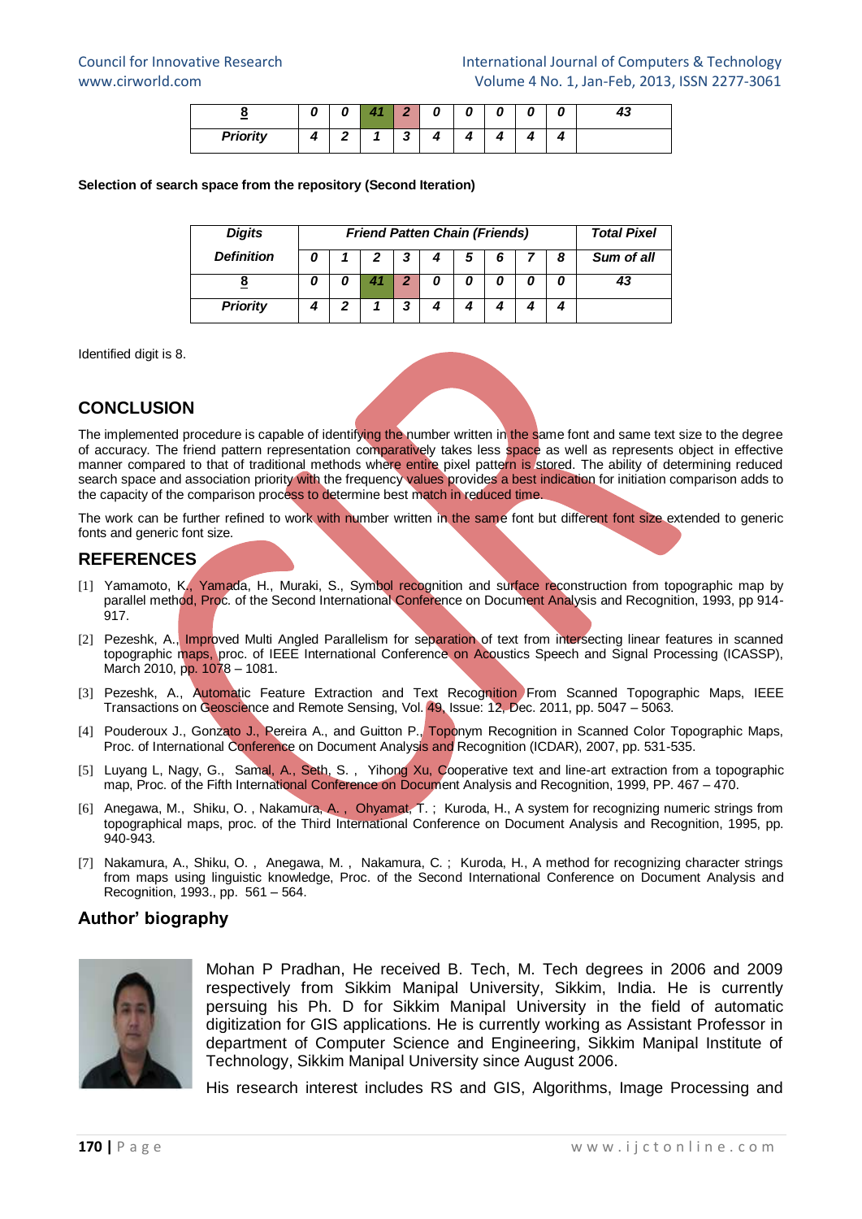| 8 | 0 | 0 | 41 | 2 | 0 | 0 | 0 | 0 | 0 | 43 |
|---|---|---|---|---|---|---|---|---|---|---|
| Priority | 4 | 2 | 1 | 3 | 4 | 4 | 4 | 4 | 4 | |

**Selection of search space from the repository (Second Iteration)**

| Digits | Friend Patten Chain (Friends) | | | | | | | | | Total Pixel |
|---|---|---|---|---|---|---|---|---|---|---|
| Definition | 0 | 1 | 2 | 3 | 4 | 5 | 6 | 7 | 8 | Sum of all |
| 8 | 0 | 0 | 41 | 2 | 0 | 0 | 0 | 0 | 0 | 43 |
| Priority | 4 | 2 | 1 | 3 | 4 | 4 | 4 | 4 | 4 | |

Identified digit is 8.

## CONCLUSION

The implemented procedure is capable of identifying the number written in the same font and same text size to the degree of accuracy. The friend pattern representation comparatively takes less space as well as represents object in effective manner compared to that of traditional methods where entire pixel pattern is stored. The ability of determining reduced search space and association priority with the frequency values provides a best indication for initiation comparison adds to the capacity of the comparison process to determine best match in reduced time.

The work can be further refined to work with number written in the same font but different font size extended to generic fonts and generic font size.

## REFERENCES

[1] Yamamoto, K., Yamada, H., Muraki, S., Symbol recognition and surface reconstruction from topographic map by parallel method, Proc. of the Second International Conference on Document Analysis and Recognition, 1993, pp 914-917.

[2] Pezeshk, A., Improved Multi Angled Parallelism for separation of text from intersecting linear features in scanned topographic maps, proc. of IEEE International Conference on Acoustics Speech and Signal Processing (ICASSP), March 2010, pp. 1078 – 1081.

[3] Pezeshk, A., Automatic Feature Extraction and Text Recognition From Scanned Topographic Maps, IEEE Transactions on Geoscience and Remote Sensing, Vol. 49, Issue: 12, Dec. 2011, pp. 5047 – 5063.

[4] Pouderoux J., Gonzato J., Pereira A., and Guitton P., Toponym Recognition in Scanned Color Topographic Maps, Proc. of International Conference on Document Analysis and Recognition (ICDAR), 2007, pp. 531-535.

[5] Luyang L, Nagy, G., Samal, A., Seth, S. , Yihong Xu, Cooperative text and line-art extraction from a topographic map, Proc. of the Fifth International Conference on Document Analysis and Recognition, 1999, PP. 467 – 470.

[6] Anegawa, M., Shiku, O. , Nakamura, A. , Ohyamat, T. ; Kuroda, H., A system for recognizing numeric strings from topographical maps, proc. of the Third International Conference on Document Analysis and Recognition, 1995, pp. 940-943.

[7] Nakamura, A., Shiku, O. , Anegawa, M. , Nakamura, C. ; Kuroda, H., A method for recognizing character strings from maps using linguistic knowledge, Proc. of the Second International Conference on Document Analysis and Recognition, 1993., pp. 561 – 564.

## Author' biography

Mohan P Pradhan, He received B. Tech, M. Tech degrees in 2006 and 2009 respectively from Sikkim Manipal University, Sikkim, India. He is currently persuing his Ph. D for Sikkim Manipal University in the field of automatic digitization for GIS applications. He is currently working as Assistant Professor in department of Computer Science and Engineering, Sikkim Manipal Institute of Technology, Sikkim Manipal University since August 2006.

His research interest includes RS and GIS, Algorithms, Image Processing and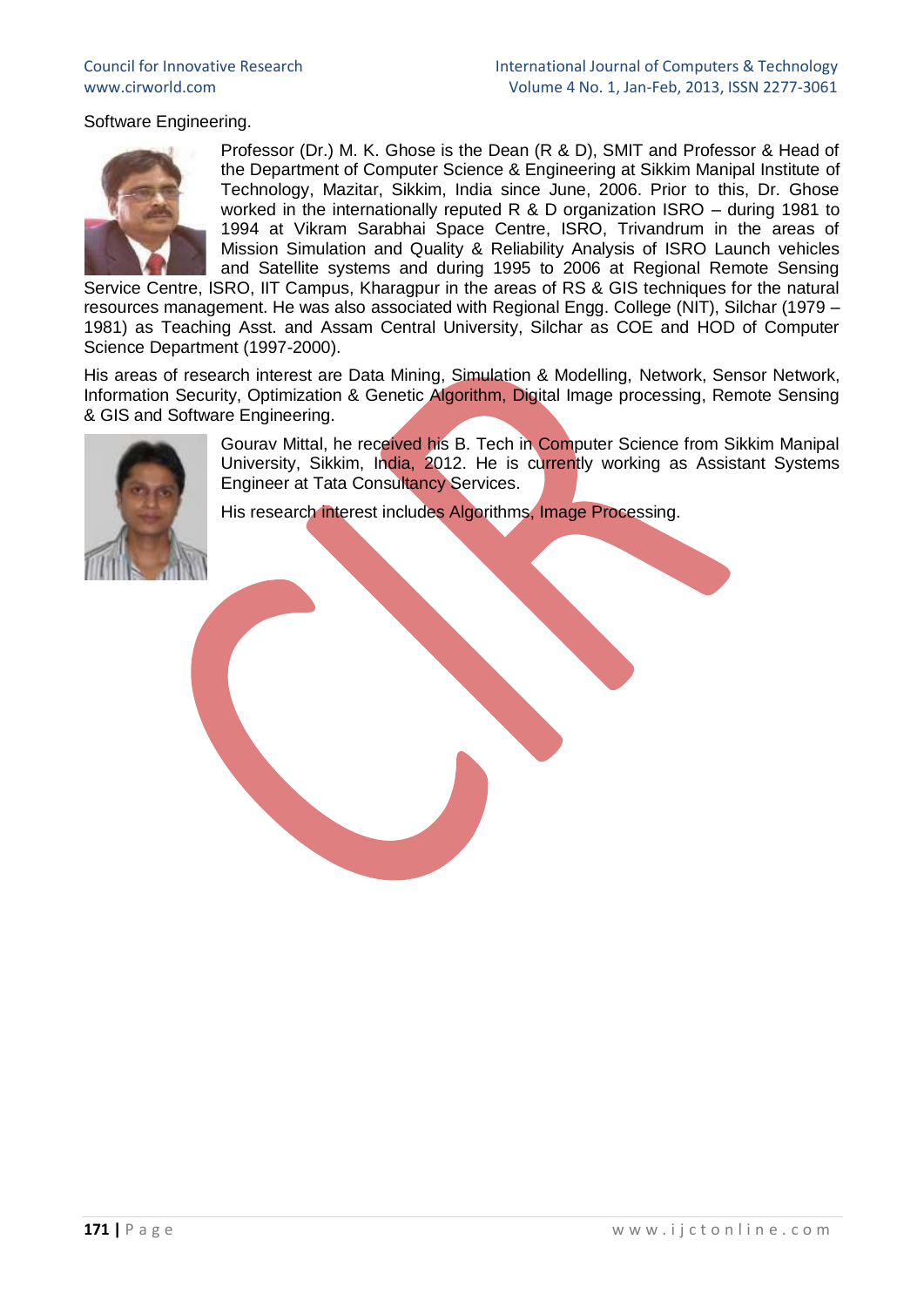Software Engineering.

Professor (Dr.) M. K. Ghose is the Dean (R & D), SMIT and Professor & Head of the Department of Computer Science & Engineering at Sikkim Manipal Institute of Technology, Mazitar, Sikkim, India since June, 2006. Prior to this, Dr. Ghose worked in the internationally reputed R & D organization ISRO – during 1981 to 1994 at Vikram Sarabhai Space Centre, ISRO, Trivandrum in the areas of Mission Simulation and Quality & Reliability Analysis of ISRO Launch vehicles and Satellite systems and during 1995 to 2006 at Regional Remote Sensing Service Centre, ISRO, IIT Campus, Kharagpur in the areas of RS & GIS techniques for the natural resources management. He was also associated with Regional Engg. College (NIT), Silchar (1979 – 1981) as Teaching Asst. and Assam Central University, Silchar as COE and HOD of Computer Science Department (1997-2000).

His areas of research interest are Data Mining, Simulation & Modelling, Network, Sensor Network, Information Security, Optimization & Genetic Algorithm, Digital Image processing, Remote Sensing & GIS and Software Engineering.

Gourav Mittal, he received his B. Tech in Computer Science from Sikkim Manipal University, Sikkim, India, 2012. He is currently working as Assistant Systems Engineer at Tata Consultancy Services.

His research interest includes Algorithms, Image Processing.